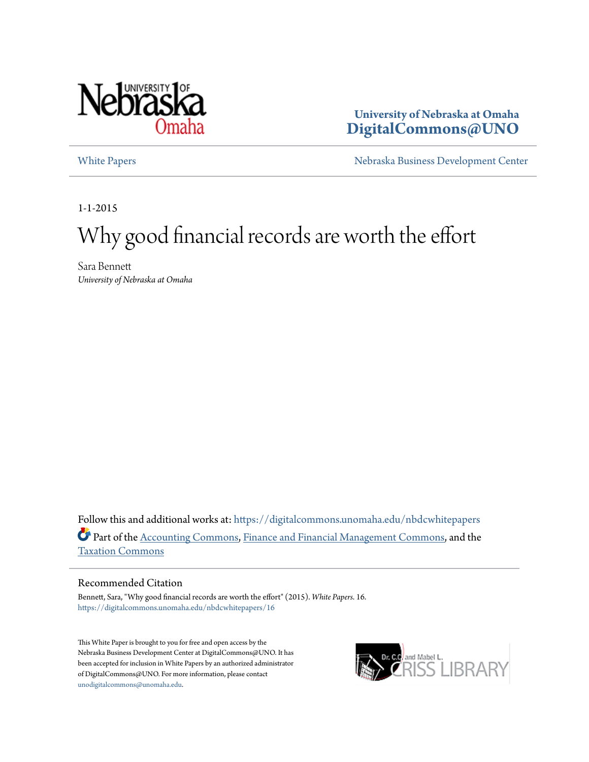University of Nebraska at Omaha
DigitalCommons@UNO

White Papers | Nebraska Business Development Center

1-1-2015

# Why good financial records are worth the effort

Sara Bennett
*University of Nebraska at Omaha*

Follow this and additional works at: https://digitalcommons.unomaha.edu/nbdcwhitepapers

Part of the Accounting Commons, Finance and Financial Management Commons, and the Taxation Commons

## Recommended Citation

Bennett, Sara, "Why good financial records are worth the effort" (2015). *White Papers*. 16.
https://digitalcommons.unomaha.edu/nbdcwhitepapers/16

This White Paper is brought to you for free and open access by the Nebraska Business Development Center at DigitalCommons@UNO. It has been accepted for inclusion in White Papers by an authorized administrator of DigitalCommons@UNO. For more information, please contact unodigitalcommons@unomaha.edu.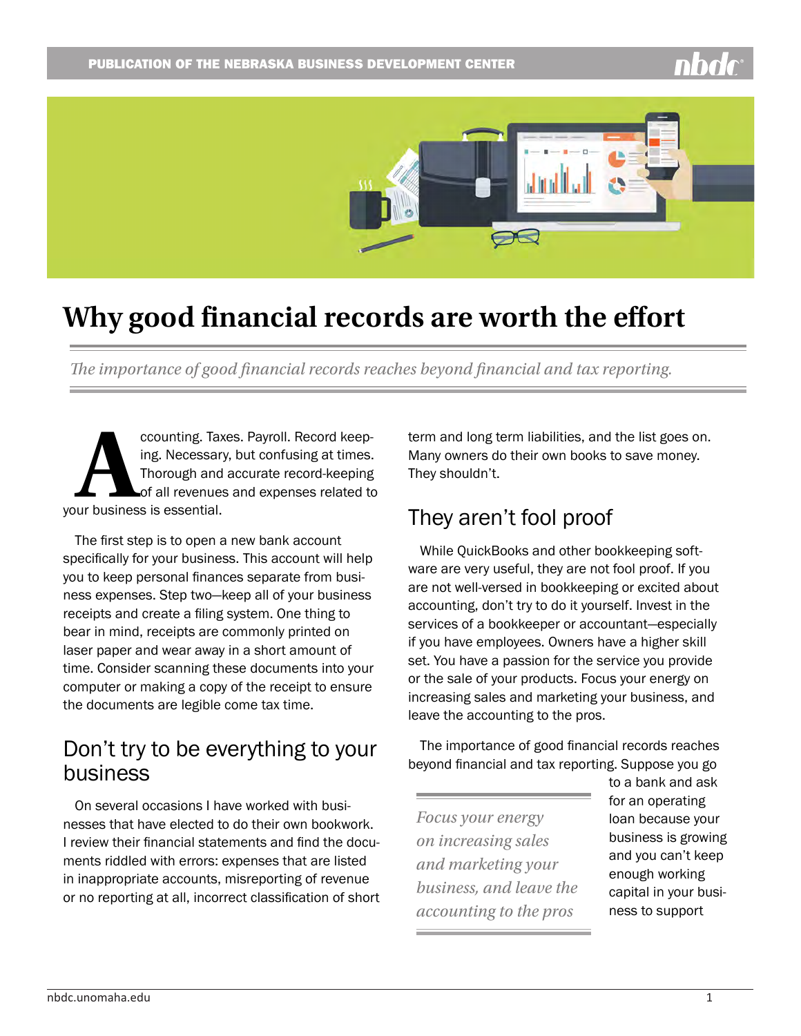# Why good financial records are worth the effort

*The importance of good financial records reaches beyond financial and tax reporting.*

Accounting. Taxes. Payroll. Record keeping. Necessary, but confusing at times. Thorough and accurate record-keeping of all revenues and expenses related to your business is essential.

The first step is to open a new bank account specifically for your business. This account will help you to keep personal finances separate from business expenses. Step two—keep all of your business receipts and create a filing system. One thing to bear in mind, receipts are commonly printed on laser paper and wear away in a short amount of time. Consider scanning these documents into your computer or making a copy of the receipt to ensure the documents are legible come tax time.

## Don't try to be everything to your business

On several occasions I have worked with businesses that have elected to do their own bookwork. I review their financial statements and find the documents riddled with errors: expenses that are listed in inappropriate accounts, misreporting of revenue or no reporting at all, incorrect classification of short term and long term liabilities, and the list goes on. Many owners do their own books to save money. They shouldn't.

## They aren't fool proof

While QuickBooks and other bookkeeping software are very useful, they are not fool proof. If you are not well-versed in bookkeeping or excited about accounting, don't try to do it yourself. Invest in the services of a bookkeeper or accountant—especially if you have employees. Owners have a higher skill set. You have a passion for the service you provide or the sale of your products. Focus your energy on increasing sales and marketing your business, and leave the accounting to the pros.

The importance of good financial records reaches beyond financial and tax reporting. Suppose you go to a bank and ask for an operating loan because your business is growing and you can't keep enough working capital in your business to support

> *Focus your energy on increasing sales and marketing your business, and leave the accounting to the pros*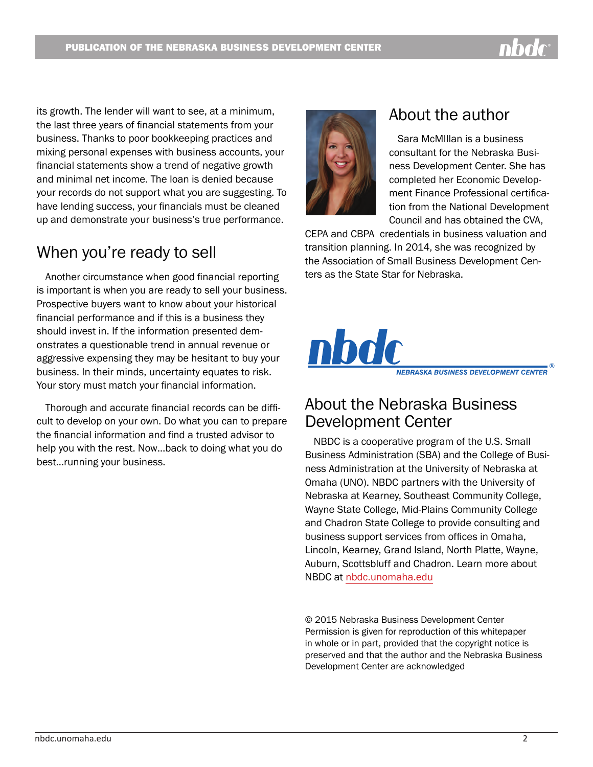its growth. The lender will want to see, at a minimum, the last three years of financial statements from your business. Thanks to poor bookkeeping practices and mixing personal expenses with business accounts, your financial statements show a trend of negative growth and minimal net income. The loan is denied because your records do not support what you are suggesting. To have lending success, your financials must be cleaned up and demonstrate your business's true performance.

## When you're ready to sell

Another circumstance when good financial reporting is important is when you are ready to sell your business. Prospective buyers want to know about your historical financial performance and if this is a business they should invest in. If the information presented demonstrates a questionable trend in annual revenue or aggressive expensing they may be hesitant to buy your business. In their minds, uncertainty equates to risk. Your story must match your financial information.

Thorough and accurate financial records can be difficult to develop on your own. Do what you can to prepare the financial information and find a trusted advisor to help you with the rest. Now...back to doing what you do best...running your business.

## About the author

Sara McMIllan is a business consultant for the Nebraska Business Development Center. She has completed her Economic Development Finance Professional certification from the National Development Council and has obtained the CVA, CEPA and CBPA credentials in business valuation and transition planning. In 2014, she was recognized by the Association of Small Business Development Centers as the State Star for Nebraska.

nbdc
NEBRASKA BUSINESS DEVELOPMENT CENTER

## About the Nebraska Business Development Center

NBDC is a cooperative program of the U.S. Small Business Administration (SBA) and the College of Business Administration at the University of Nebraska at Omaha (UNO). NBDC partners with the University of Nebraska at Kearney, Southeast Community College, Wayne State College, Mid-Plains Community College and Chadron State College to provide consulting and business support services from offices in Omaha, Lincoln, Kearney, Grand Island, North Platte, Wayne, Auburn, Scottsbluff and Chadron. Learn more about NBDC at nbdc.unomaha.edu

© 2015 Nebraska Business Development Center
Permission is given for reproduction of this whitepaper in whole or in part, provided that the copyright notice is preserved and that the author and the Nebraska Business Development Center are acknowledged